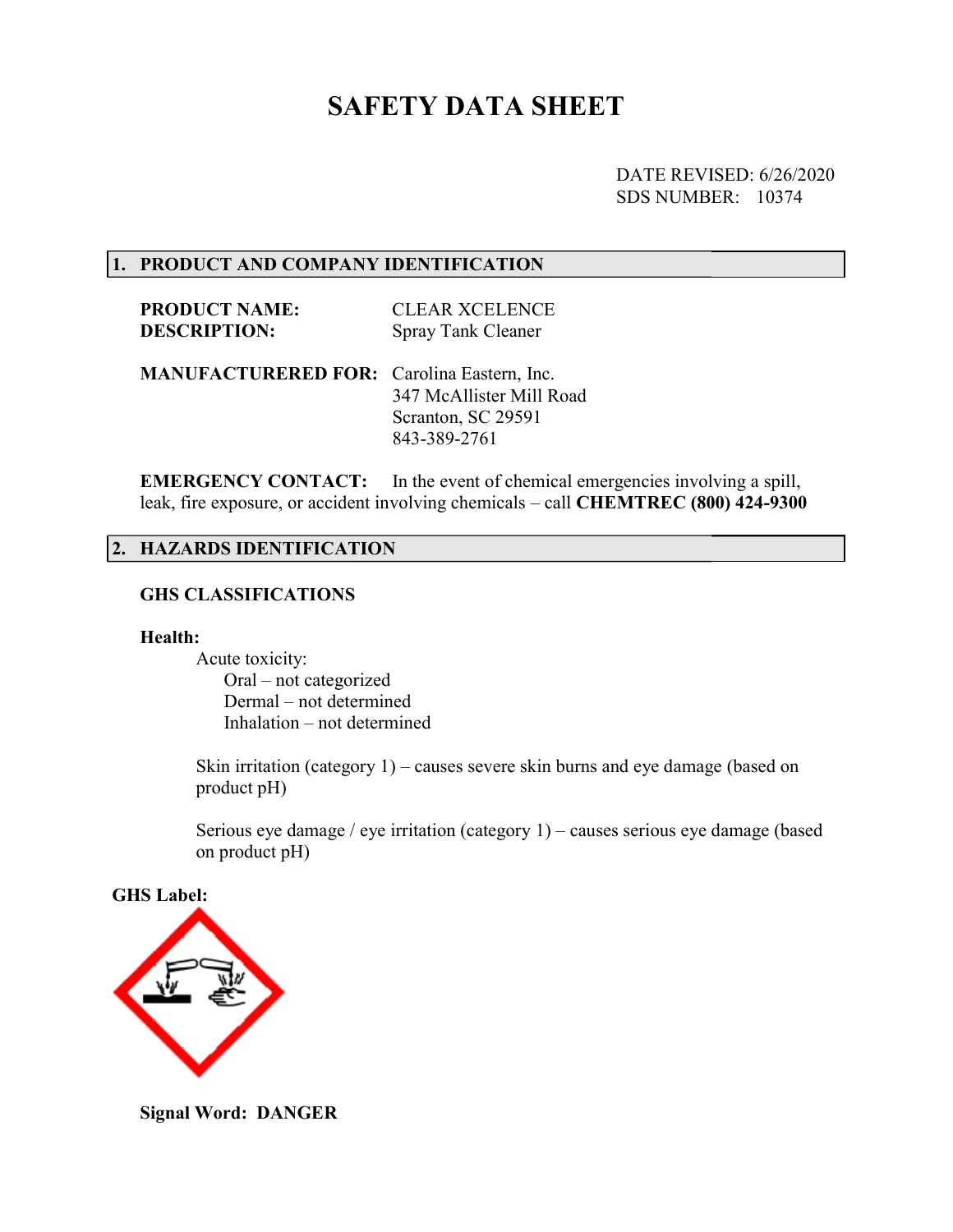# SAFETY DATA SHEET

DATE REVISED: 6/26/2020
SDS NUMBER: 10374

## 1. PRODUCT AND COMPANY IDENTIFICATION

**PRODUCT NAME:** CLEAR XCELENCE
**DESCRIPTION:** Spray Tank Cleaner

**MANUFACTURERED FOR:** Carolina Eastern, Inc.
347 McAllister Mill Road
Scranton, SC 29591
843-389-2761

**EMERGENCY CONTACT:** In the event of chemical emergencies involving a spill, leak, fire exposure, or accident involving chemicals – call **CHEMTREC (800) 424-9300**

## 2. HAZARDS IDENTIFICATION

### GHS CLASSIFICATIONS

**Health:**

Acute toxicity:
- Oral – not categorized
- Dermal – not determined
- Inhalation – not determined

Skin irritation (category 1) – causes severe skin burns and eye damage (based on product pH)

Serious eye damage / eye irritation (category 1) – causes serious eye damage (based on product pH)

**GHS Label:**

**Signal Word: DANGER**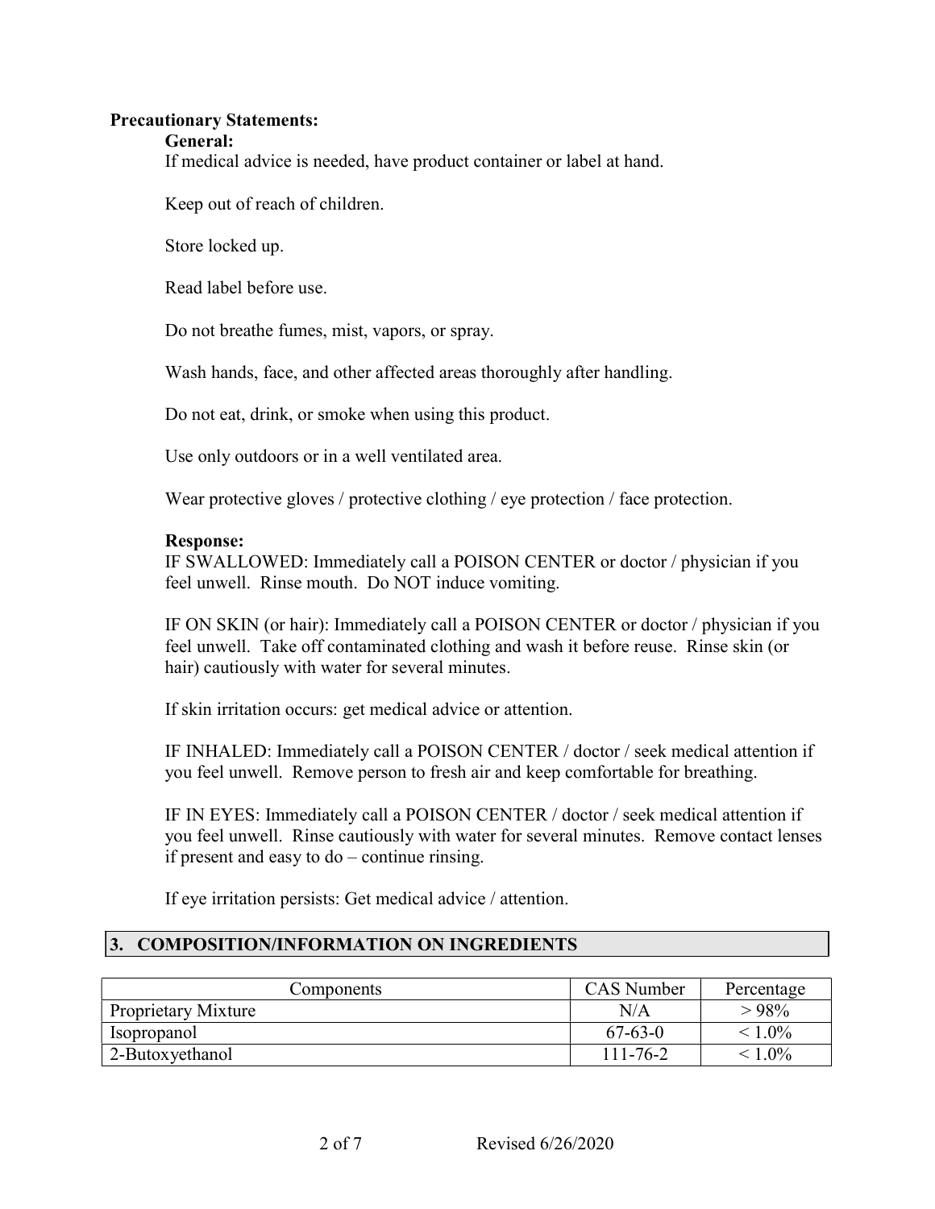**Precautionary Statements:**

**General:**

If medical advice is needed, have product container or label at hand.

Keep out of reach of children.

Store locked up.

Read label before use.

Do not breathe fumes, mist, vapors, or spray.

Wash hands, face, and other affected areas thoroughly after handling.

Do not eat, drink, or smoke when using this product.

Use only outdoors or in a well ventilated area.

Wear protective gloves / protective clothing / eye protection / face protection.

**Response:**

IF SWALLOWED: Immediately call a POISON CENTER or doctor / physician if you feel unwell. Rinse mouth. Do NOT induce vomiting.

IF ON SKIN (or hair): Immediately call a POISON CENTER or doctor / physician if you feel unwell. Take off contaminated clothing and wash it before reuse. Rinse skin (or hair) cautiously with water for several minutes.

If skin irritation occurs: get medical advice or attention.

IF INHALED: Immediately call a POISON CENTER / doctor / seek medical attention if you feel unwell. Remove person to fresh air and keep comfortable for breathing.

IF IN EYES: Immediately call a POISON CENTER / doctor / seek medical attention if you feel unwell. Rinse cautiously with water for several minutes. Remove contact lenses if present and easy to do – continue rinsing.

If eye irritation persists: Get medical advice / attention.

## 3. COMPOSITION/INFORMATION ON INGREDIENTS

| Components | CAS Number | Percentage |
|---|---|---|
| Proprietary Mixture | N/A | > 98% |
| Isopropanol | 67-63-0 | < 1.0% |
| 2-Butoxyethanol | 111-76-2 | < 1.0% |

Revised 6/26/2020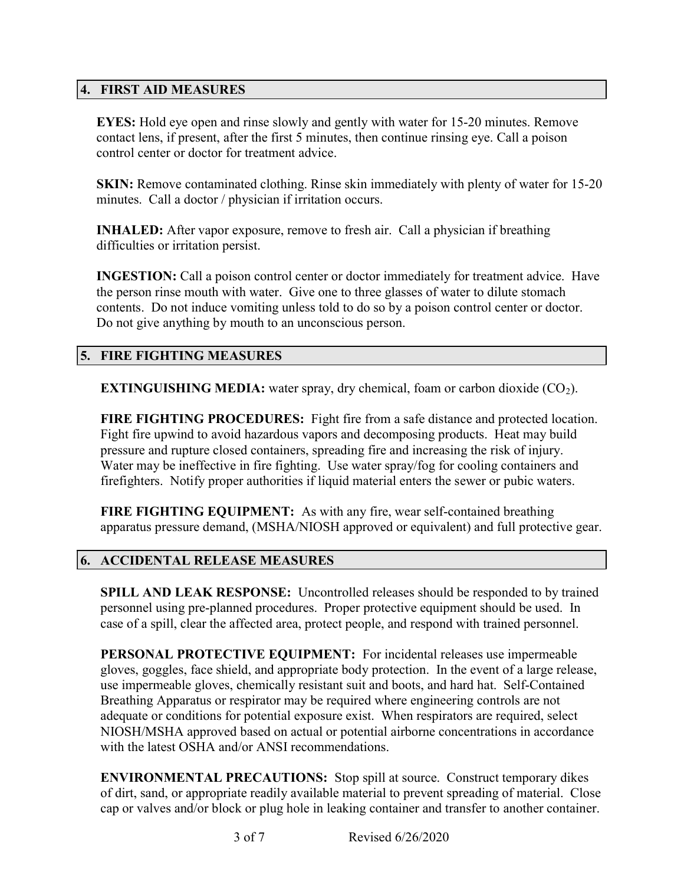## 4. FIRST AID MEASURES

**EYES:** Hold eye open and rinse slowly and gently with water for 15-20 minutes. Remove contact lens, if present, after the first 5 minutes, then continue rinsing eye. Call a poison control center or doctor for treatment advice.

**SKIN:** Remove contaminated clothing. Rinse skin immediately with plenty of water for 15-20 minutes. Call a doctor / physician if irritation occurs.

**INHALED:** After vapor exposure, remove to fresh air. Call a physician if breathing difficulties or irritation persist.

**INGESTION:** Call a poison control center or doctor immediately for treatment advice. Have the person rinse mouth with water. Give one to three glasses of water to dilute stomach contents. Do not induce vomiting unless told to do so by a poison control center or doctor. Do not give anything by mouth to an unconscious person.

## 5. FIRE FIGHTING MEASURES

**EXTINGUISHING MEDIA:** water spray, dry chemical, foam or carbon dioxide ($CO_2$).

**FIRE FIGHTING PROCEDURES:** Fight fire from a safe distance and protected location. Fight fire upwind to avoid hazardous vapors and decomposing products. Heat may build pressure and rupture closed containers, spreading fire and increasing the risk of injury. Water may be ineffective in fire fighting. Use water spray/fog for cooling containers and firefighters. Notify proper authorities if liquid material enters the sewer or pubic waters.

**FIRE FIGHTING EQUIPMENT:** As with any fire, wear self-contained breathing apparatus pressure demand, (MSHA/NIOSH approved or equivalent) and full protective gear.

## 6. ACCIDENTAL RELEASE MEASURES

**SPILL AND LEAK RESPONSE:** Uncontrolled releases should be responded to by trained personnel using pre-planned procedures. Proper protective equipment should be used. In case of a spill, clear the affected area, protect people, and respond with trained personnel.

**PERSONAL PROTECTIVE EQUIPMENT:** For incidental releases use impermeable gloves, goggles, face shield, and appropriate body protection. In the event of a large release, use impermeable gloves, chemically resistant suit and boots, and hard hat. Self-Contained Breathing Apparatus or respirator may be required where engineering controls are not adequate or conditions for potential exposure exist. When respirators are required, select NIOSH/MSHA approved based on actual or potential airborne concentrations in accordance with the latest OSHA and/or ANSI recommendations.

**ENVIRONMENTAL PRECAUTIONS:** Stop spill at source. Construct temporary dikes of dirt, sand, or appropriate readily available material to prevent spreading of material. Close cap or valves and/or block or plug hole in leaking container and transfer to another container.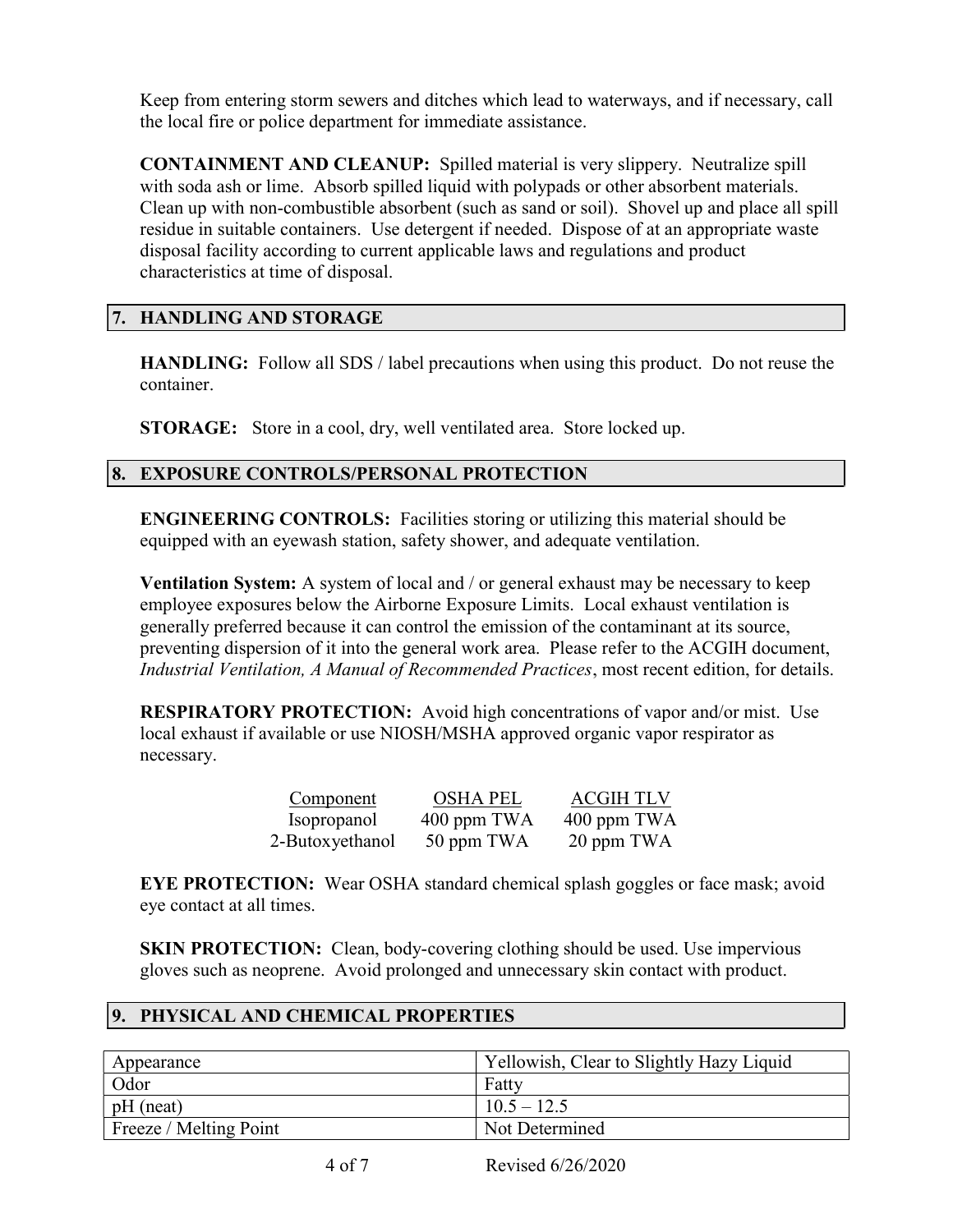Keep from entering storm sewers and ditches which lead to waterways, and if necessary, call the local fire or police department for immediate assistance.

**CONTAINMENT AND CLEANUP:** Spilled material is very slippery. Neutralize spill with soda ash or lime. Absorb spilled liquid with polypads or other absorbent materials. Clean up with non-combustible absorbent (such as sand or soil). Shovel up and place all spill residue in suitable containers. Use detergent if needed. Dispose of at an appropriate waste disposal facility according to current applicable laws and regulations and product characteristics at time of disposal.

## 7. HANDLING AND STORAGE

**HANDLING:** Follow all SDS / label precautions when using this product. Do not reuse the container.

**STORAGE:** Store in a cool, dry, well ventilated area. Store locked up.

## 8. EXPOSURE CONTROLS/PERSONAL PROTECTION

**ENGINEERING CONTROLS:** Facilities storing or utilizing this material should be equipped with an eyewash station, safety shower, and adequate ventilation.

**Ventilation System:** A system of local and / or general exhaust may be necessary to keep employee exposures below the Airborne Exposure Limits. Local exhaust ventilation is generally preferred because it can control the emission of the contaminant at its source, preventing dispersion of it into the general work area. Please refer to the ACGIH document, *Industrial Ventilation, A Manual of Recommended Practices*, most recent edition, for details.

**RESPIRATORY PROTECTION:** Avoid high concentrations of vapor and/or mist. Use local exhaust if available or use NIOSH/MSHA approved organic vapor respirator as necessary.

| Component | OSHA PEL | ACGIH TLV |
|---|---|---|
| Isopropanol | 400 ppm TWA | 400 ppm TWA |
| 2-Butoxyethanol | 50 ppm TWA | 20 ppm TWA |

**EYE PROTECTION:** Wear OSHA standard chemical splash goggles or face mask; avoid eye contact at all times.

**SKIN PROTECTION:** Clean, body-covering clothing should be used. Use impervious gloves such as neoprene. Avoid prolonged and unnecessary skin contact with product.

## 9. PHYSICAL AND CHEMICAL PROPERTIES

| | |
|---|---|
| Appearance | Yellowish, Clear to Slightly Hazy Liquid |
| Odor | Fatty |
| pH (neat) | 10.5 – 12.5 |
| Freeze / Melting Point | Not Determined |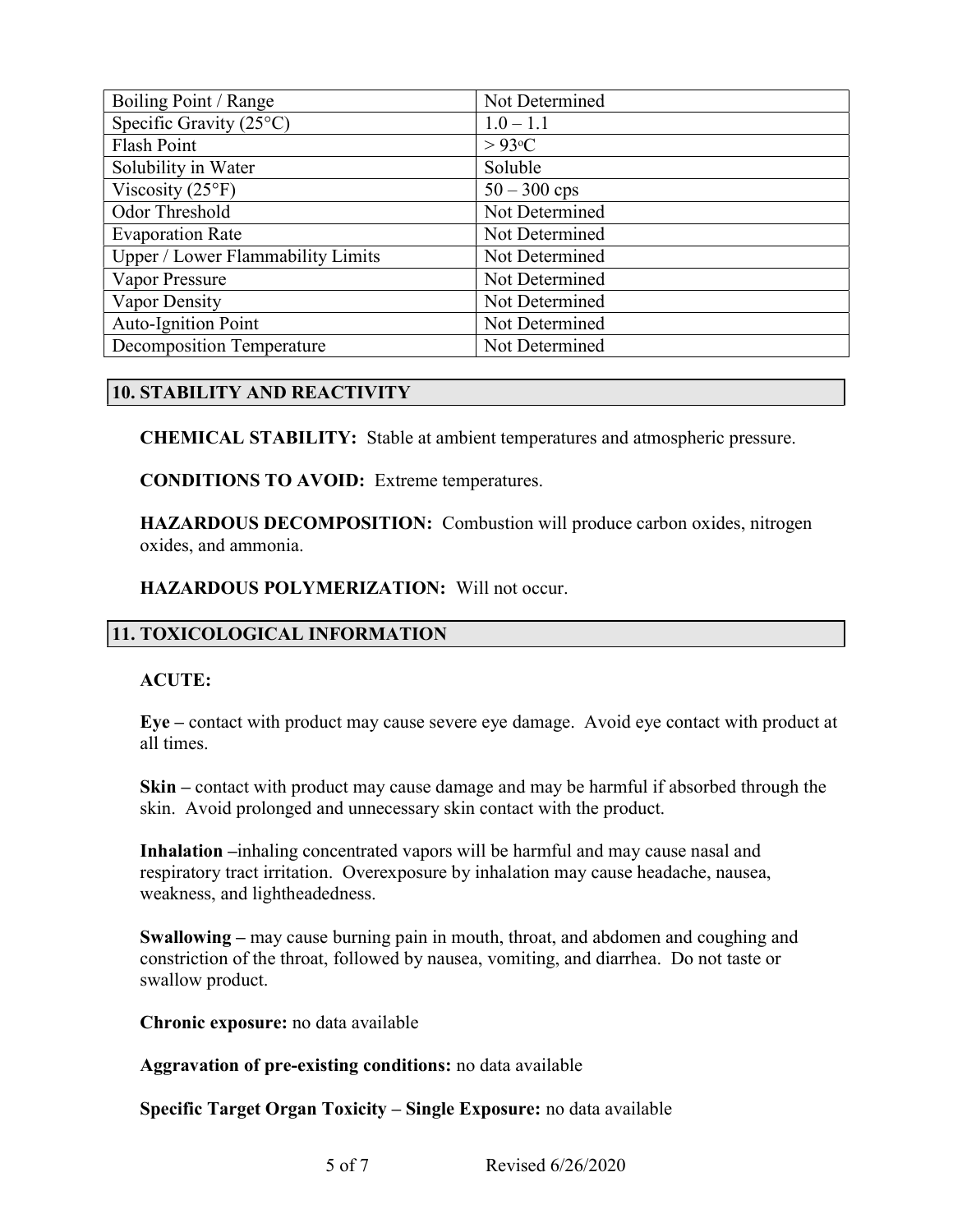| Boiling Point / Range | Not Determined |
| --- | --- |
| Specific Gravity (25°C) | 1.0 – 1.1 |
| Flash Point | > 93°C |
| Solubility in Water | Soluble |
| Viscosity (25°F) | 50 – 300 cps |
| Odor Threshold | Not Determined |
| Evaporation Rate | Not Determined |
| Upper / Lower Flammability Limits | Not Determined |
| Vapor Pressure | Not Determined |
| Vapor Density | Not Determined |
| Auto-Ignition Point | Not Determined |
| Decomposition Temperature | Not Determined |

## 10. STABILITY AND REACTIVITY

**CHEMICAL STABILITY:** Stable at ambient temperatures and atmospheric pressure.

**CONDITIONS TO AVOID:** Extreme temperatures.

**HAZARDOUS DECOMPOSITION:** Combustion will produce carbon oxides, nitrogen oxides, and ammonia.

**HAZARDOUS POLYMERIZATION:** Will not occur.

## 11. TOXICOLOGICAL INFORMATION

**ACUTE:**

**Eye –** contact with product may cause severe eye damage. Avoid eye contact with product at all times.

**Skin –** contact with product may cause damage and may be harmful if absorbed through the skin. Avoid prolonged and unnecessary skin contact with the product.

**Inhalation –**inhaling concentrated vapors will be harmful and may cause nasal and respiratory tract irritation. Overexposure by inhalation may cause headache, nausea, weakness, and lightheadedness.

**Swallowing –** may cause burning pain in mouth, throat, and abdomen and coughing and constriction of the throat, followed by nausea, vomiting, and diarrhea. Do not taste or swallow product.

**Chronic exposure:** no data available

**Aggravation of pre-existing conditions:** no data available

**Specific Target Organ Toxicity – Single Exposure:** no data available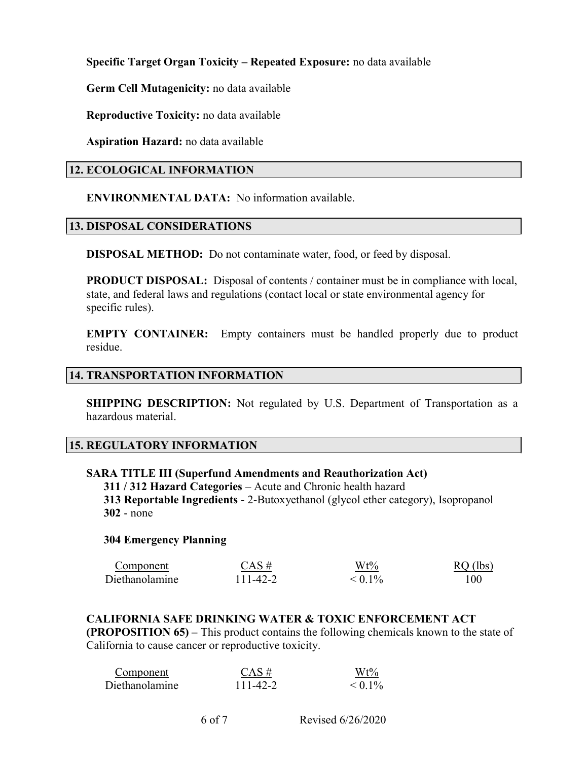**Specific Target Organ Toxicity – Repeated Exposure:** no data available

**Germ Cell Mutagenicity:** no data available

**Reproductive Toxicity:** no data available

**Aspiration Hazard:** no data available

## 12. ECOLOGICAL INFORMATION

**ENVIRONMENTAL DATA:** No information available.

## 13. DISPOSAL CONSIDERATIONS

**DISPOSAL METHOD:** Do not contaminate water, food, or feed by disposal.

**PRODUCT DISPOSAL:** Disposal of contents / container must be in compliance with local, state, and federal laws and regulations (contact local or state environmental agency for specific rules).

**EMPTY CONTAINER:** Empty containers must be handled properly due to product residue.

## 14. TRANSPORTATION INFORMATION

**SHIPPING DESCRIPTION:** Not regulated by U.S. Department of Transportation as a hazardous material.

## 15. REGULATORY INFORMATION

**SARA TITLE III (Superfund Amendments and Reauthorization Act)**

**311 / 312 Hazard Categories** – Acute and Chronic health hazard
**313 Reportable Ingredients** - 2-Butoxyethanol (glycol ether category), Isopropanol
**302** - none

**304 Emergency Planning**

| Component | CAS # | Wt% | RQ (lbs) |
|---|---|---|---|
| Diethanolamine | 111-42-2 | < 0.1% | 100 |

**CALIFORNIA SAFE DRINKING WATER & TOXIC ENFORCEMENT ACT (PROPOSITION 65) –** This product contains the following chemicals known to the state of California to cause cancer or reproductive toxicity.

| Component | CAS # | Wt% |
|---|---|---|
| Diethanolamine | 111-42-2 | < 0.1% |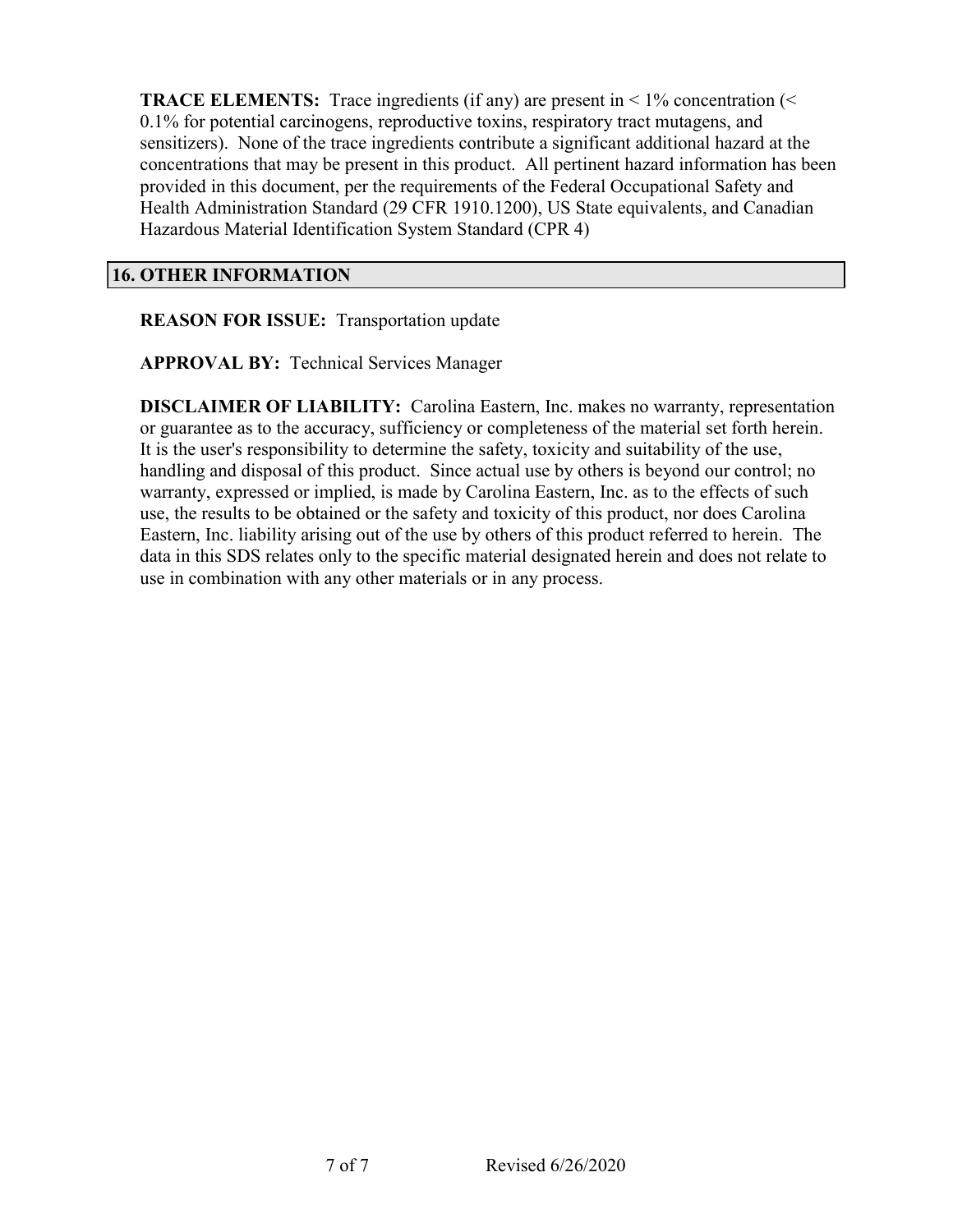**TRACE ELEMENTS:** Trace ingredients (if any) are present in < 1% concentration (< 0.1% for potential carcinogens, reproductive toxins, respiratory tract mutagens, and sensitizers). None of the trace ingredients contribute a significant additional hazard at the concentrations that may be present in this product. All pertinent hazard information has been provided in this document, per the requirements of the Federal Occupational Safety and Health Administration Standard (29 CFR 1910.1200), US State equivalents, and Canadian Hazardous Material Identification System Standard (CPR 4)

## 16. OTHER INFORMATION

**REASON FOR ISSUE:** Transportation update

**APPROVAL BY:** Technical Services Manager

**DISCLAIMER OF LIABILITY:** Carolina Eastern, Inc. makes no warranty, representation or guarantee as to the accuracy, sufficiency or completeness of the material set forth herein. It is the user's responsibility to determine the safety, toxicity and suitability of the use, handling and disposal of this product. Since actual use by others is beyond our control; no warranty, expressed or implied, is made by Carolina Eastern, Inc. as to the effects of such use, the results to be obtained or the safety and toxicity of this product, nor does Carolina Eastern, Inc. liability arising out of the use by others of this product referred to herein. The data in this SDS relates only to the specific material designated herein and does not relate to use in combination with any other materials or in any process.

Revised 6/26/2020